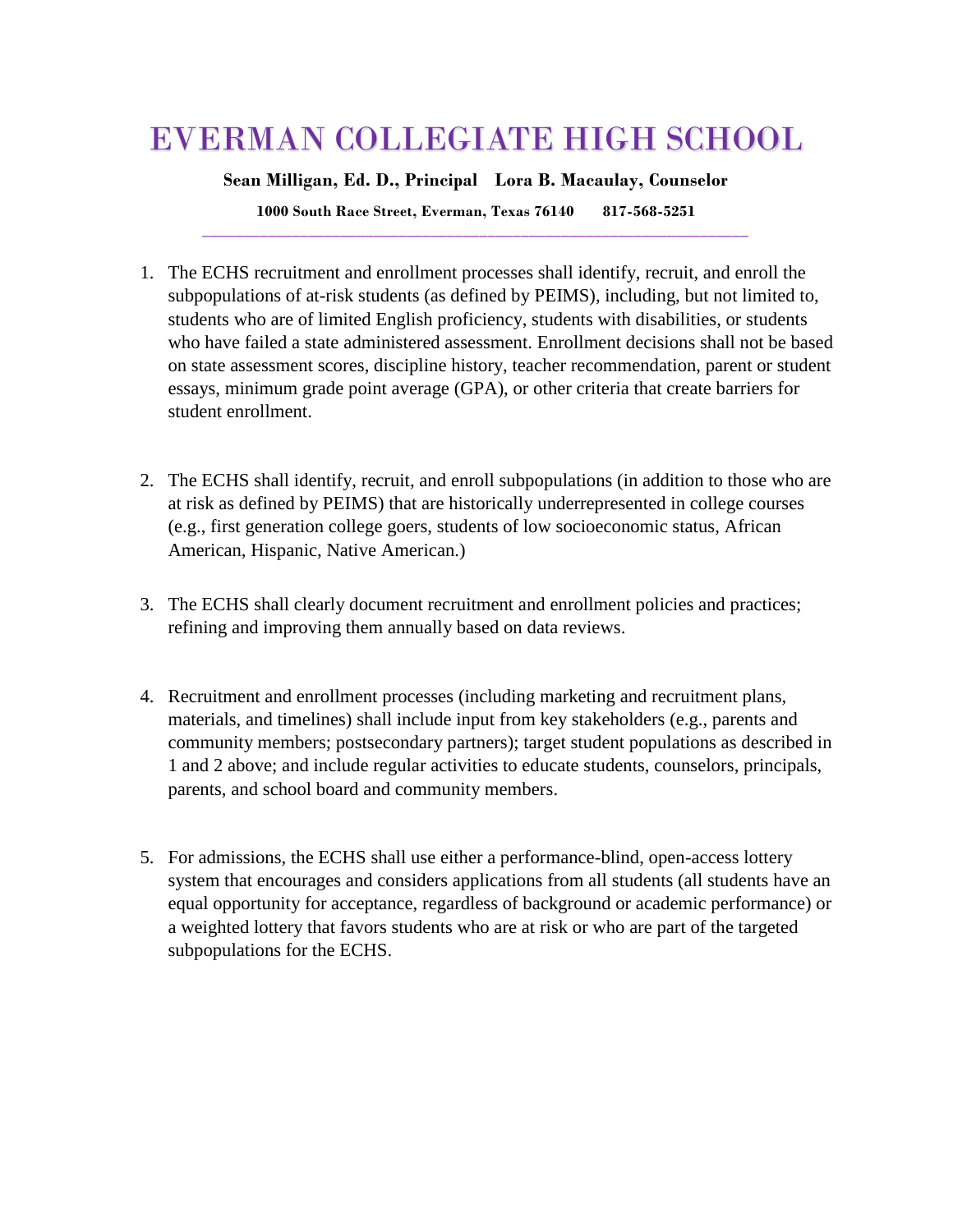# EVERMAN COLLEGIATE HIGH SCHOOL

**Sean Milligan, Ed. D., Principal  Lora B. Macaulay, Counselor**

**1000 South Race Street, Everman, Texas 76140  817-568-5251**

---

1. The ECHS recruitment and enrollment processes shall identify, recruit, and enroll the subpopulations of at-risk students (as defined by PEIMS), including, but not limited to, students who are of limited English proficiency, students with disabilities, or students who have failed a state administered assessment. Enrollment decisions shall not be based on state assessment scores, discipline history, teacher recommendation, parent or student essays, minimum grade point average (GPA), or other criteria that create barriers for student enrollment.

2. The ECHS shall identify, recruit, and enroll subpopulations (in addition to those who are at risk as defined by PEIMS) that are historically underrepresented in college courses (e.g., first generation college goers, students of low socioeconomic status, African American, Hispanic, Native American.)

3. The ECHS shall clearly document recruitment and enrollment policies and practices; refining and improving them annually based on data reviews.

4. Recruitment and enrollment processes (including marketing and recruitment plans, materials, and timelines) shall include input from key stakeholders (e.g., parents and community members; postsecondary partners); target student populations as described in 1 and 2 above; and include regular activities to educate students, counselors, principals, parents, and school board and community members.

5. For admissions, the ECHS shall use either a performance-blind, open-access lottery system that encourages and considers applications from all students (all students have an equal opportunity for acceptance, regardless of background or academic performance) or a weighted lottery that favors students who are at risk or who are part of the targeted subpopulations for the ECHS.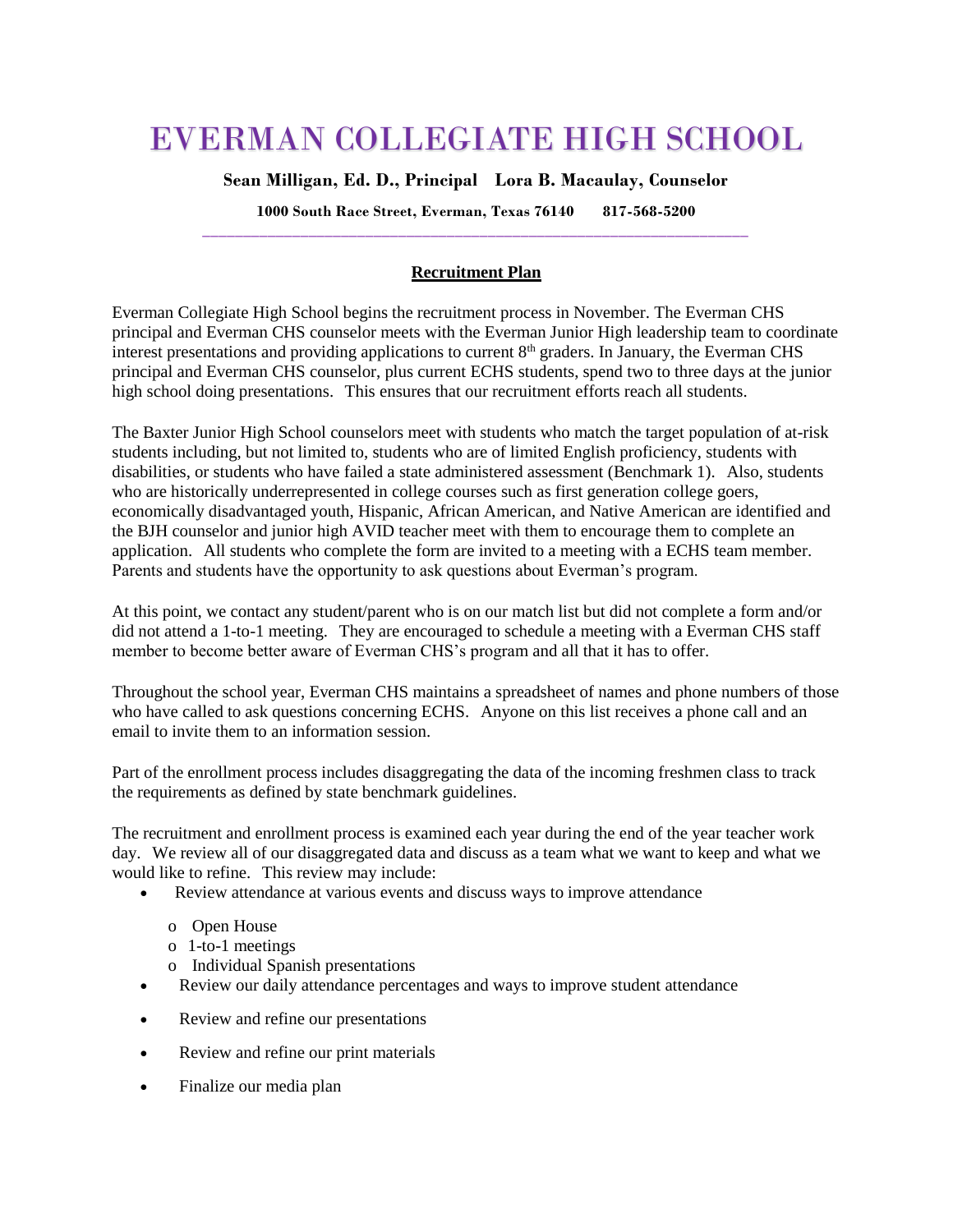# EVERMAN COLLEGIATE HIGH SCHOOL

**Sean Milligan, Ed. D., Principal    Lora B. Macaulay, Counselor**

**1000 South Race Street, Everman, Texas 76140    817-568-5200**

---

## Recruitment Plan

Everman Collegiate High School begins the recruitment process in November. The Everman CHS principal and Everman CHS counselor meets with the Everman Junior High leadership team to coordinate interest presentations and providing applications to current 8th graders. In January, the Everman CHS principal and Everman CHS counselor, plus current ECHS students, spend two to three days at the junior high school doing presentations. This ensures that our recruitment efforts reach all students.

The Baxter Junior High School counselors meet with students who match the target population of at-risk students including, but not limited to, students who are of limited English proficiency, students with disabilities, or students who have failed a state administered assessment (Benchmark 1). Also, students who are historically underrepresented in college courses such as first generation college goers, economically disadvantaged youth, Hispanic, African American, and Native American are identified and the BJH counselor and junior high AVID teacher meet with them to encourage them to complete an application. All students who complete the form are invited to a meeting with a ECHS team member. Parents and students have the opportunity to ask questions about Everman's program.

At this point, we contact any student/parent who is on our match list but did not complete a form and/or did not attend a 1-to-1 meeting. They are encouraged to schedule a meeting with a Everman CHS staff member to become better aware of Everman CHS's program and all that it has to offer.

Throughout the school year, Everman CHS maintains a spreadsheet of names and phone numbers of those who have called to ask questions concerning ECHS. Anyone on this list receives a phone call and an email to invite them to an information session.

Part of the enrollment process includes disaggregating the data of the incoming freshmen class to track the requirements as defined by state benchmark guidelines.

The recruitment and enrollment process is examined each year during the end of the year teacher work day. We review all of our disaggregated data and discuss as a team what we want to keep and what we would like to refine. This review may include:

- Review attendance at various events and discuss ways to improve attendance
  - Open House
  - 1-to-1 meetings
  - Individual Spanish presentations
- Review our daily attendance percentages and ways to improve student attendance
- Review and refine our presentations
- Review and refine our print materials
- Finalize our media plan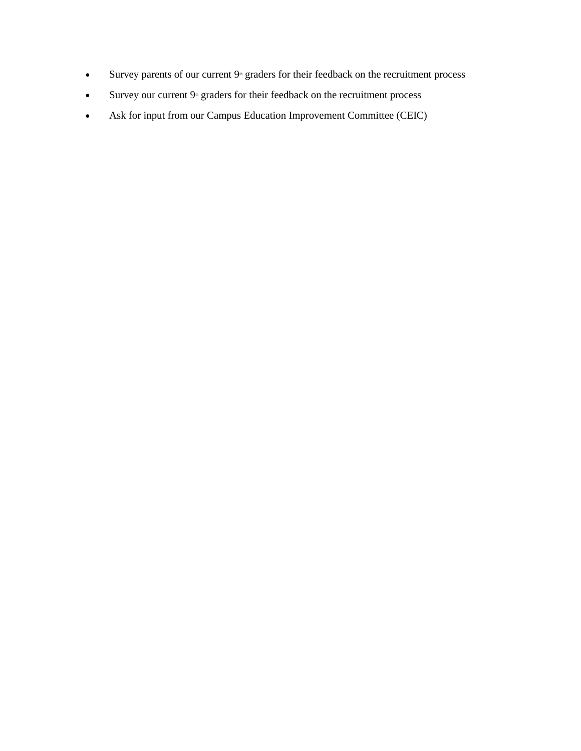- Survey parents of our current 9th graders for their feedback on the recruitment process
- Survey our current 9th graders for their feedback on the recruitment process
- Ask for input from our Campus Education Improvement Committee (CEIC)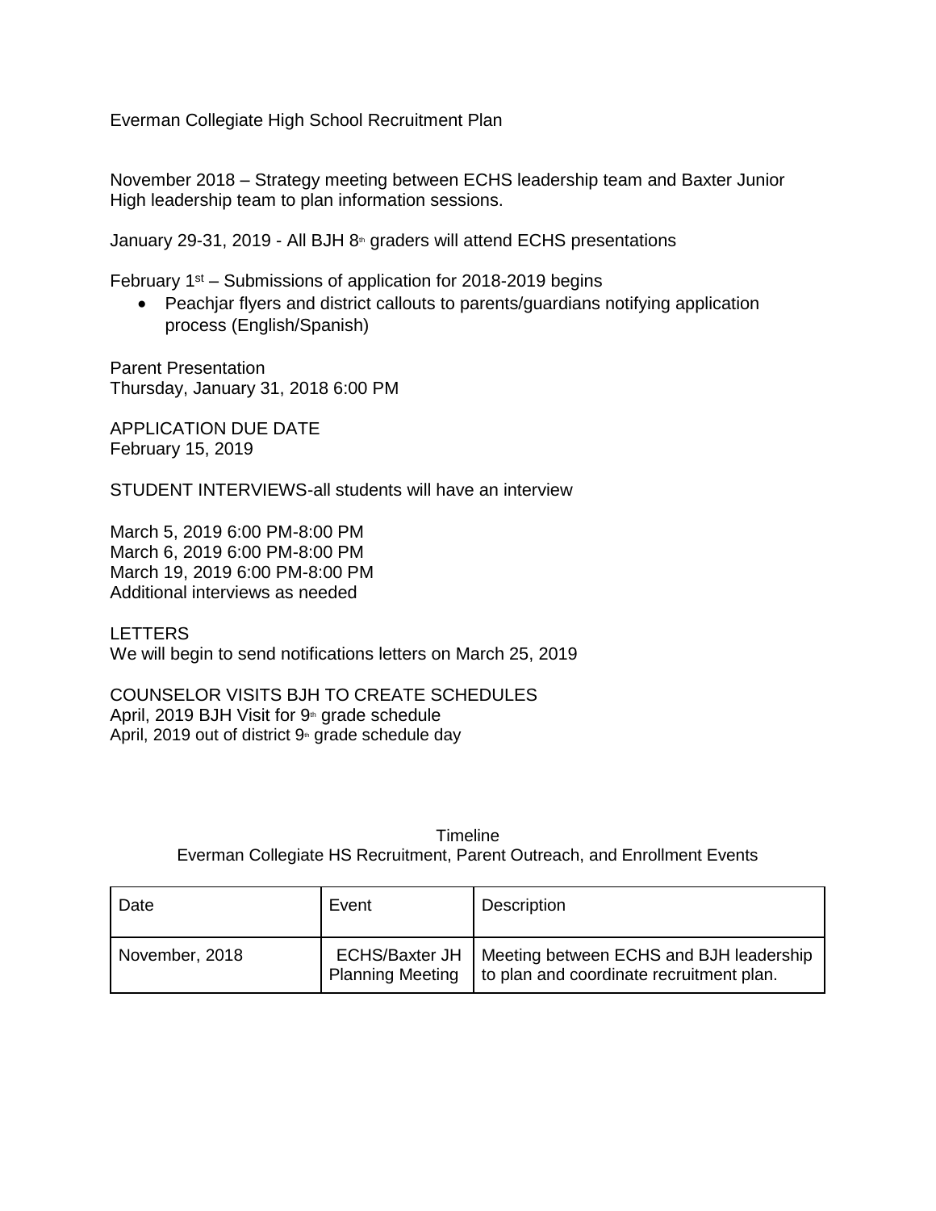Everman Collegiate High School Recruitment Plan

November 2018 – Strategy meeting between ECHS leadership team and Baxter Junior High leadership team to plan information sessions.

January 29-31, 2019 - All BJH 8th graders will attend ECHS presentations

February 1st – Submissions of application for 2018-2019 begins

- Peachjar flyers and district callouts to parents/guardians notifying application process (English/Spanish)

Parent Presentation
Thursday, January 31, 2018 6:00 PM

APPLICATION DUE DATE
February 15, 2019

STUDENT INTERVIEWS-all students will have an interview

March 5, 2019 6:00 PM-8:00 PM
March 6, 2019 6:00 PM-8:00 PM
March 19, 2019 6:00 PM-8:00 PM
Additional interviews as needed

LETTERS
We will begin to send notifications letters on March 25, 2019

COUNSELOR VISITS BJH TO CREATE SCHEDULES
April, 2019 BJH Visit for 9th grade schedule
April, 2019 out of district 9th grade schedule day

Timeline
Everman Collegiate HS Recruitment, Parent Outreach, and Enrollment Events

| Date | Event | Description |
|---|---|---|
| November, 2018 | ECHS/Baxter JH Planning Meeting | Meeting between ECHS and BJH leadership to plan and coordinate recruitment plan. |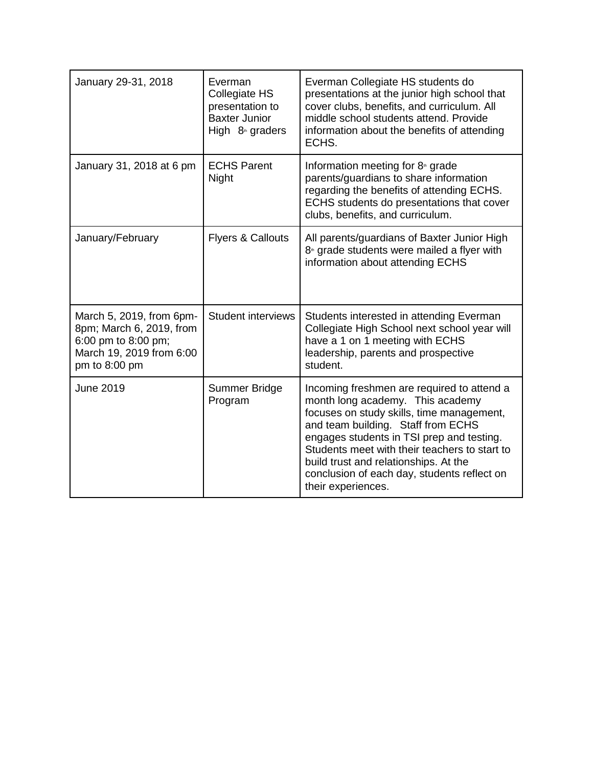| | | |
|---|---|---|
| January 29-31, 2018 | Everman Collegiate HS presentation to Baxter Junior High 8th graders | Everman Collegiate HS students do presentations at the junior high school that cover clubs, benefits, and curriculum. All middle school students attend. Provide information about the benefits of attending ECHS. |
| January 31, 2018 at 6 pm | ECHS Parent Night | Information meeting for 8th grade parents/guardians to share information regarding the benefits of attending ECHS. ECHS students do presentations that cover clubs, benefits, and curriculum. |
| January/February | Flyers & Callouts | All parents/guardians of Baxter Junior High 8th grade students were mailed a flyer with information about attending ECHS |
| March 5, 2019, from 6pm-8pm; March 6, 2019, from 6:00 pm to 8:00 pm; March 19, 2019 from 6:00 pm to 8:00 pm | Student interviews | Students interested in attending Everman Collegiate High School next school year will have a 1 on 1 meeting with ECHS leadership, parents and prospective student. |
| June 2019 | Summer Bridge Program | Incoming freshmen are required to attend a month long academy. This academy focuses on study skills, time management, and team building. Staff from ECHS engages students in TSI prep and testing. Students meet with their teachers to start to build trust and relationships. At the conclusion of each day, students reflect on their experiences. |